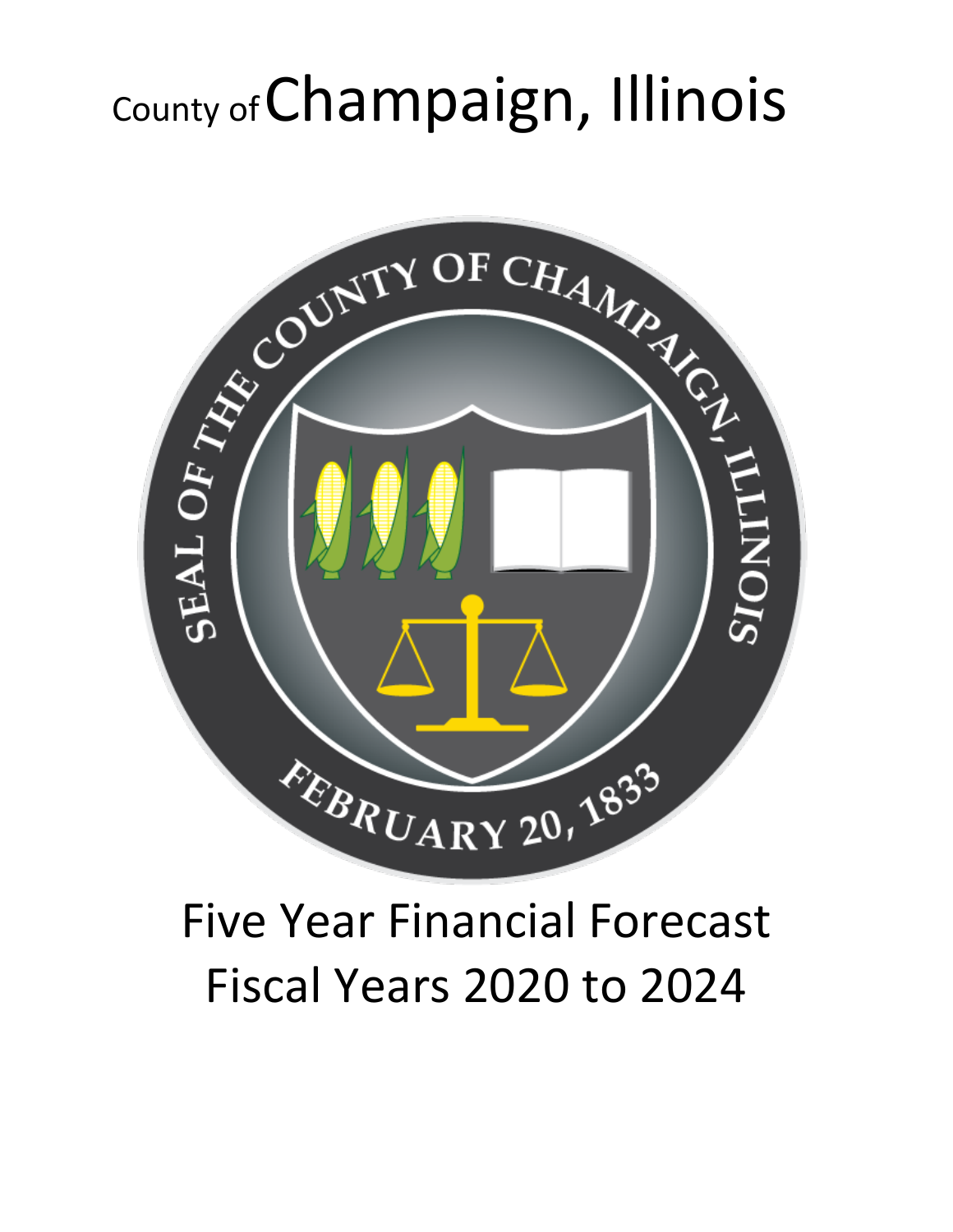# County of Champaign, Illinois

# Five Year Financial Forecast
# Fiscal Years 2020 to 2024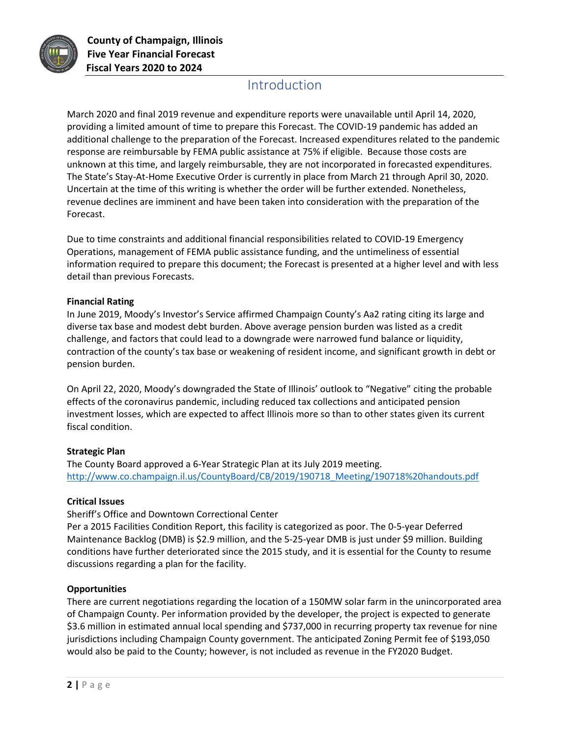## Introduction

March 2020 and final 2019 revenue and expenditure reports were unavailable until April 14, 2020, providing a limited amount of time to prepare this Forecast. The COVID-19 pandemic has added an additional challenge to the preparation of the Forecast. Increased expenditures related to the pandemic response are reimbursable by FEMA public assistance at 75% if eligible. Because those costs are unknown at this time, and largely reimbursable, they are not incorporated in forecasted expenditures. The State's Stay-At-Home Executive Order is currently in place from March 21 through April 30, 2020. Uncertain at the time of this writing is whether the order will be further extended. Nonetheless, revenue declines are imminent and have been taken into consideration with the preparation of the Forecast.

Due to time constraints and additional financial responsibilities related to COVID-19 Emergency Operations, management of FEMA public assistance funding, and the untimeliness of essential information required to prepare this document; the Forecast is presented at a higher level and with less detail than previous Forecasts.

**Financial Rating**

In June 2019, Moody's Investor's Service affirmed Champaign County's Aa2 rating citing its large and diverse tax base and modest debt burden. Above average pension burden was listed as a credit challenge, and factors that could lead to a downgrade were narrowed fund balance or liquidity, contraction of the county's tax base or weakening of resident income, and significant growth in debt or pension burden.

On April 22, 2020, Moody's downgraded the State of Illinois' outlook to "Negative" citing the probable effects of the coronavirus pandemic, including reduced tax collections and anticipated pension investment losses, which are expected to affect Illinois more so than to other states given its current fiscal condition.

**Strategic Plan**

The County Board approved a 6-Year Strategic Plan at its July 2019 meeting.
http://www.co.champaign.il.us/CountyBoard/CB/2019/190718_Meeting/190718%20handouts.pdf

**Critical Issues**

Sheriff's Office and Downtown Correctional Center

Per a 2015 Facilities Condition Report, this facility is categorized as poor. The 0-5-year Deferred Maintenance Backlog (DMB) is $2.9 million, and the 5-25-year DMB is just under $9 million. Building conditions have further deteriorated since the 2015 study, and it is essential for the County to resume discussions regarding a plan for the facility.

**Opportunities**

There are current negotiations regarding the location of a 150MW solar farm in the unincorporated area of Champaign County. Per information provided by the developer, the project is expected to generate $3.6 million in estimated annual local spending and $737,000 in recurring property tax revenue for nine jurisdictions including Champaign County government. The anticipated Zoning Permit fee of $193,050 would also be paid to the County; however, is not included as revenue in the FY2020 Budget.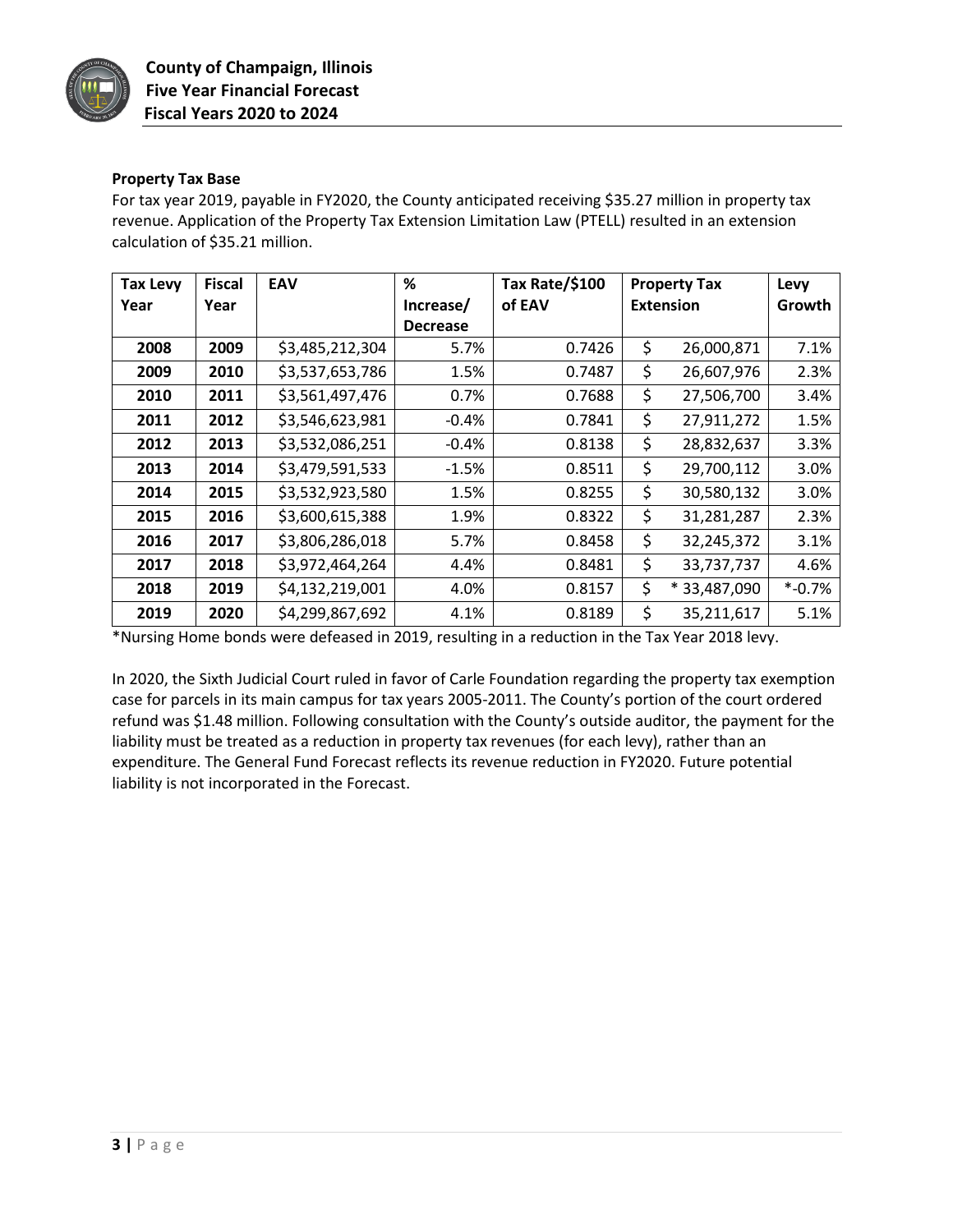**Property Tax Base**

For tax year 2019, payable in FY2020, the County anticipated receiving $35.27 million in property tax revenue. Application of the Property Tax Extension Limitation Law (PTELL) resulted in an extension calculation of $35.21 million.

| Tax Levy Year | Fiscal Year | EAV | % Increase/ Decrease | Tax Rate/$100 of EAV | Property Tax Extension | Levy Growth |
|---|---|---|---|---|---|---|
| 2008 | 2009 | $3,485,212,304 | 5.7% | 0.7426 | $ 26,000,871 | 7.1% |
| 2009 | 2010 | $3,537,653,786 | 1.5% | 0.7487 | $ 26,607,976 | 2.3% |
| 2010 | 2011 | $3,561,497,476 | 0.7% | 0.7688 | $ 27,506,700 | 3.4% |
| 2011 | 2012 | $3,546,623,981 | -0.4% | 0.7841 | $ 27,911,272 | 1.5% |
| 2012 | 2013 | $3,532,086,251 | -0.4% | 0.8138 | $ 28,832,637 | 3.3% |
| 2013 | 2014 | $3,479,591,533 | -1.5% | 0.8511 | $ 29,700,112 | 3.0% |
| 2014 | 2015 | $3,532,923,580 | 1.5% | 0.8255 | $ 30,580,132 | 3.0% |
| 2015 | 2016 | $3,600,615,388 | 1.9% | 0.8322 | $ 31,281,287 | 2.3% |
| 2016 | 2017 | $3,806,286,018 | 5.7% | 0.8458 | $ 32,245,372 | 3.1% |
| 2017 | 2018 | $3,972,464,264 | 4.4% | 0.8481 | $ 33,737,737 | 4.6% |
| 2018 | 2019 | $4,132,219,001 | 4.0% | 0.8157 | $ * 33,487,090 | *-0.7% |
| 2019 | 2020 | $4,299,867,692 | 4.1% | 0.8189 | $ 35,211,617 | 5.1% |

*Nursing Home bonds were defeased in 2019, resulting in a reduction in the Tax Year 2018 levy.

In 2020, the Sixth Judicial Court ruled in favor of Carle Foundation regarding the property tax exemption case for parcels in its main campus for tax years 2005-2011. The County's portion of the court ordered refund was $1.48 million. Following consultation with the County's outside auditor, the payment for the liability must be treated as a reduction in property tax revenues (for each levy), rather than an expenditure. The General Fund Forecast reflects its revenue reduction in FY2020. Future potential liability is not incorporated in the Forecast.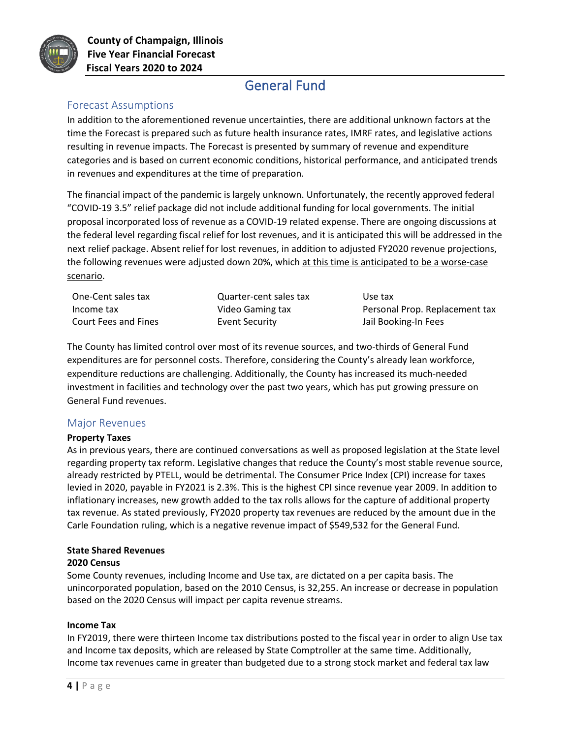# General Fund

## Forecast Assumptions

In addition to the aforementioned revenue uncertainties, there are additional unknown factors at the time the Forecast is prepared such as future health insurance rates, IMRF rates, and legislative actions resulting in revenue impacts. The Forecast is presented by summary of revenue and expenditure categories and is based on current economic conditions, historical performance, and anticipated trends in revenues and expenditures at the time of preparation.

The financial impact of the pandemic is largely unknown. Unfortunately, the recently approved federal "COVID-19 3.5" relief package did not include additional funding for local governments. The initial proposal incorporated loss of revenue as a COVID-19 related expense. There are ongoing discussions at the federal level regarding fiscal relief for lost revenues, and it is anticipated this will be addressed in the next relief package. Absent relief for lost revenues, in addition to adjusted FY2020 revenue projections, the following revenues were adjusted down 20%, which at this time is anticipated to be a worse-case scenario.

| | | |
|---|---|---|
| One-Cent sales tax | Quarter-cent sales tax | Use tax |
| Income tax | Video Gaming tax | Personal Prop. Replacement tax |
| Court Fees and Fines | Event Security | Jail Booking-In Fees |

The County has limited control over most of its revenue sources, and two-thirds of General Fund expenditures are for personnel costs. Therefore, considering the County's already lean workforce, expenditure reductions are challenging. Additionally, the County has increased its much-needed investment in facilities and technology over the past two years, which has put growing pressure on General Fund revenues.

## Major Revenues

**Property Taxes**

As in previous years, there are continued conversations as well as proposed legislation at the State level regarding property tax reform. Legislative changes that reduce the County's most stable revenue source, already restricted by PTELL, would be detrimental. The Consumer Price Index (CPI) increase for taxes levied in 2020, payable in FY2021 is 2.3%. This is the highest CPI since revenue year 2009. In addition to inflationary increases, new growth added to the tax rolls allows for the capture of additional property tax revenue. As stated previously, FY2020 property tax revenues are reduced by the amount due in the Carle Foundation ruling, which is a negative revenue impact of $549,532 for the General Fund.

**State Shared Revenues**

**2020 Census**

Some County revenues, including Income and Use tax, are dictated on a per capita basis. The unincorporated population, based on the 2010 Census, is 32,255. An increase or decrease in population based on the 2020 Census will impact per capita revenue streams.

**Income Tax**

In FY2019, there were thirteen Income tax distributions posted to the fiscal year in order to align Use tax and Income tax deposits, which are released by State Comptroller at the same time. Additionally, Income tax revenues came in greater than budgeted due to a strong stock market and federal tax law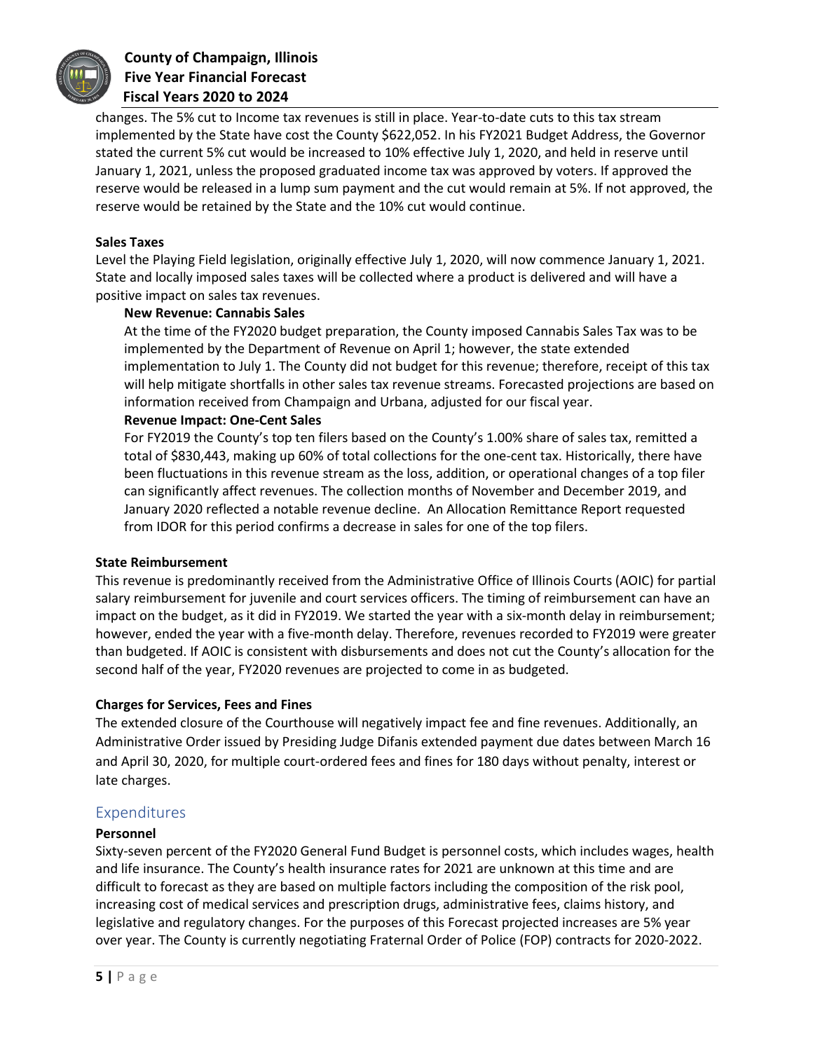changes. The 5% cut to Income tax revenues is still in place. Year-to-date cuts to this tax stream implemented by the State have cost the County $622,052. In his FY2021 Budget Address, the Governor stated the current 5% cut would be increased to 10% effective July 1, 2020, and held in reserve until January 1, 2021, unless the proposed graduated income tax was approved by voters. If approved the reserve would be released in a lump sum payment and the cut would remain at 5%. If not approved, the reserve would be retained by the State and the 10% cut would continue.

**Sales Taxes**

Level the Playing Field legislation, originally effective July 1, 2020, will now commence January 1, 2021. State and locally imposed sales taxes will be collected where a product is delivered and will have a positive impact on sales tax revenues.

**New Revenue: Cannabis Sales**

At the time of the FY2020 budget preparation, the County imposed Cannabis Sales Tax was to be implemented by the Department of Revenue on April 1; however, the state extended implementation to July 1. The County did not budget for this revenue; therefore, receipt of this tax will help mitigate shortfalls in other sales tax revenue streams. Forecasted projections are based on information received from Champaign and Urbana, adjusted for our fiscal year.

**Revenue Impact: One-Cent Sales**

For FY2019 the County's top ten filers based on the County's 1.00% share of sales tax, remitted a total of $830,443, making up 60% of total collections for the one-cent tax. Historically, there have been fluctuations in this revenue stream as the loss, addition, or operational changes of a top filer can significantly affect revenues. The collection months of November and December 2019, and January 2020 reflected a notable revenue decline. An Allocation Remittance Report requested from IDOR for this period confirms a decrease in sales for one of the top filers.

**State Reimbursement**

This revenue is predominantly received from the Administrative Office of Illinois Courts (AOIC) for partial salary reimbursement for juvenile and court services officers. The timing of reimbursement can have an impact on the budget, as it did in FY2019. We started the year with a six-month delay in reimbursement; however, ended the year with a five-month delay. Therefore, revenues recorded to FY2019 were greater than budgeted. If AOIC is consistent with disbursements and does not cut the County's allocation for the second half of the year, FY2020 revenues are projected to come in as budgeted.

**Charges for Services, Fees and Fines**

The extended closure of the Courthouse will negatively impact fee and fine revenues. Additionally, an Administrative Order issued by Presiding Judge Difanis extended payment due dates between March 16 and April 30, 2020, for multiple court-ordered fees and fines for 180 days without penalty, interest or late charges.

## Expenditures

**Personnel**

Sixty-seven percent of the FY2020 General Fund Budget is personnel costs, which includes wages, health and life insurance. The County's health insurance rates for 2021 are unknown at this time and are difficult to forecast as they are based on multiple factors including the composition of the risk pool, increasing cost of medical services and prescription drugs, administrative fees, claims history, and legislative and regulatory changes. For the purposes of this Forecast projected increases are 5% year over year. The County is currently negotiating Fraternal Order of Police (FOP) contracts for 2020-2022.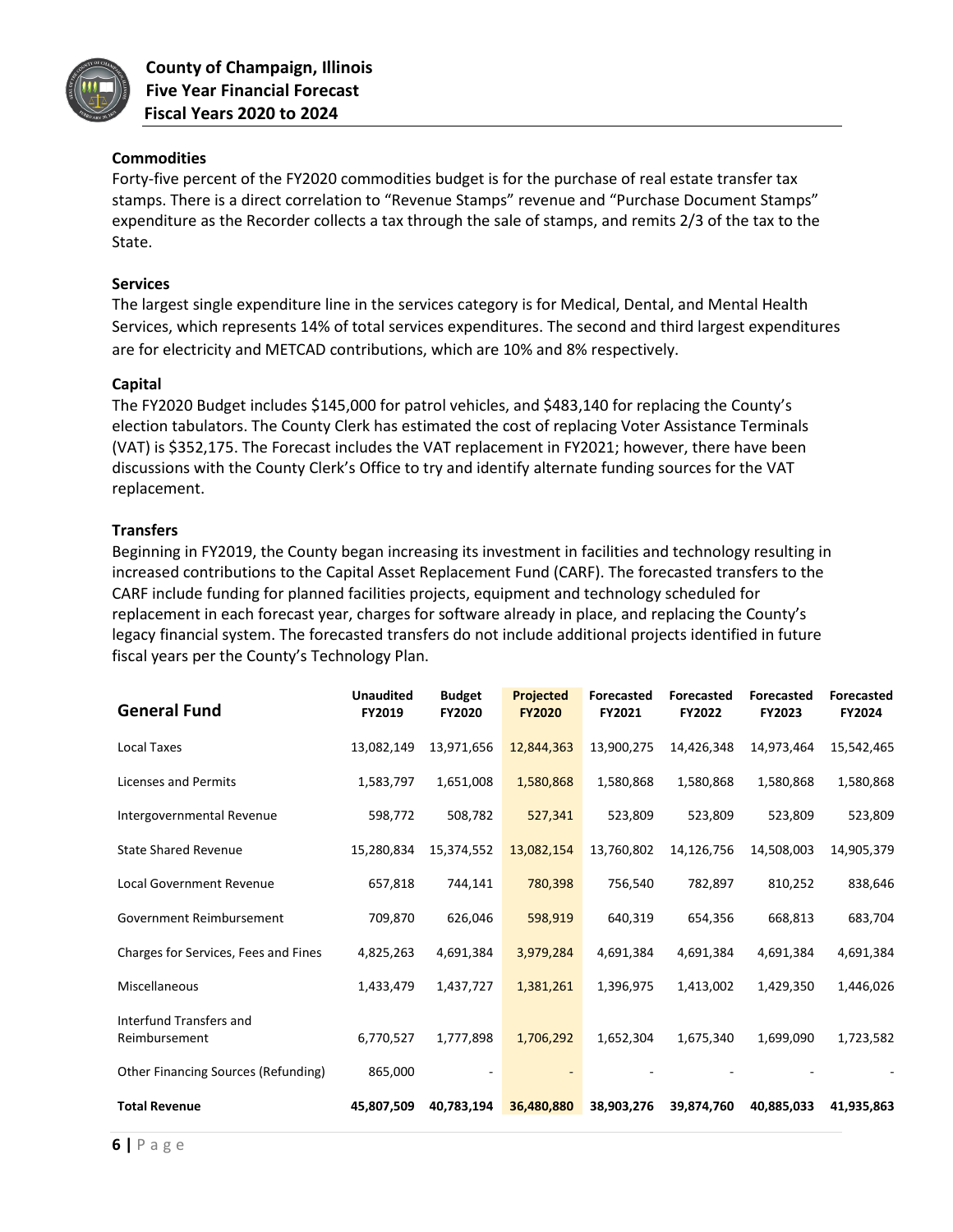### Commodities

Forty-five percent of the FY2020 commodities budget is for the purchase of real estate transfer tax stamps. There is a direct correlation to "Revenue Stamps" revenue and "Purchase Document Stamps" expenditure as the Recorder collects a tax through the sale of stamps, and remits 2/3 of the tax to the State.

### Services

The largest single expenditure line in the services category is for Medical, Dental, and Mental Health Services, which represents 14% of total services expenditures. The second and third largest expenditures are for electricity and METCAD contributions, which are 10% and 8% respectively.

### Capital

The FY2020 Budget includes $145,000 for patrol vehicles, and $483,140 for replacing the County's election tabulators. The County Clerk has estimated the cost of replacing Voter Assistance Terminals (VAT) is $352,175. The Forecast includes the VAT replacement in FY2021; however, there have been discussions with the County Clerk's Office to try and identify alternate funding sources for the VAT replacement.

### Transfers

Beginning in FY2019, the County began increasing its investment in facilities and technology resulting in increased contributions to the Capital Asset Replacement Fund (CARF). The forecasted transfers to the CARF include funding for planned facilities projects, equipment and technology scheduled for replacement in each forecast year, charges for software already in place, and replacing the County's legacy financial system. The forecasted transfers do not include additional projects identified in future fiscal years per the County's Technology Plan.

| General Fund | Unaudited FY2019 | Budget FY2020 | Projected FY2020 | Forecasted FY2021 | Forecasted FY2022 | Forecasted FY2023 | Forecasted FY2024 |
|---|---|---|---|---|---|---|---|
| Local Taxes | 13,082,149 | 13,971,656 | 12,844,363 | 13,900,275 | 14,426,348 | 14,973,464 | 15,542,465 |
| Licenses and Permits | 1,583,797 | 1,651,008 | 1,580,868 | 1,580,868 | 1,580,868 | 1,580,868 | 1,580,868 |
| Intergovernmental Revenue | 598,772 | 508,782 | 527,341 | 523,809 | 523,809 | 523,809 | 523,809 |
| State Shared Revenue | 15,280,834 | 15,374,552 | 13,082,154 | 13,760,802 | 14,126,756 | 14,508,003 | 14,905,379 |
| Local Government Revenue | 657,818 | 744,141 | 780,398 | 756,540 | 782,897 | 810,252 | 838,646 |
| Government Reimbursement | 709,870 | 626,046 | 598,919 | 640,319 | 654,356 | 668,813 | 683,704 |
| Charges for Services, Fees and Fines | 4,825,263 | 4,691,384 | 3,979,284 | 4,691,384 | 4,691,384 | 4,691,384 | 4,691,384 |
| Miscellaneous | 1,433,479 | 1,437,727 | 1,381,261 | 1,396,975 | 1,413,002 | 1,429,350 | 1,446,026 |
| Interfund Transfers and Reimbursement | 6,770,527 | 1,777,898 | 1,706,292 | 1,652,304 | 1,675,340 | 1,699,090 | 1,723,582 |
| Other Financing Sources (Refunding) | 865,000 | - | - | - | - | - | - |
| **Total Revenue** | **45,807,509** | **40,783,194** | **36,480,880** | **38,903,276** | **39,874,760** | **40,885,033** | **41,935,863** |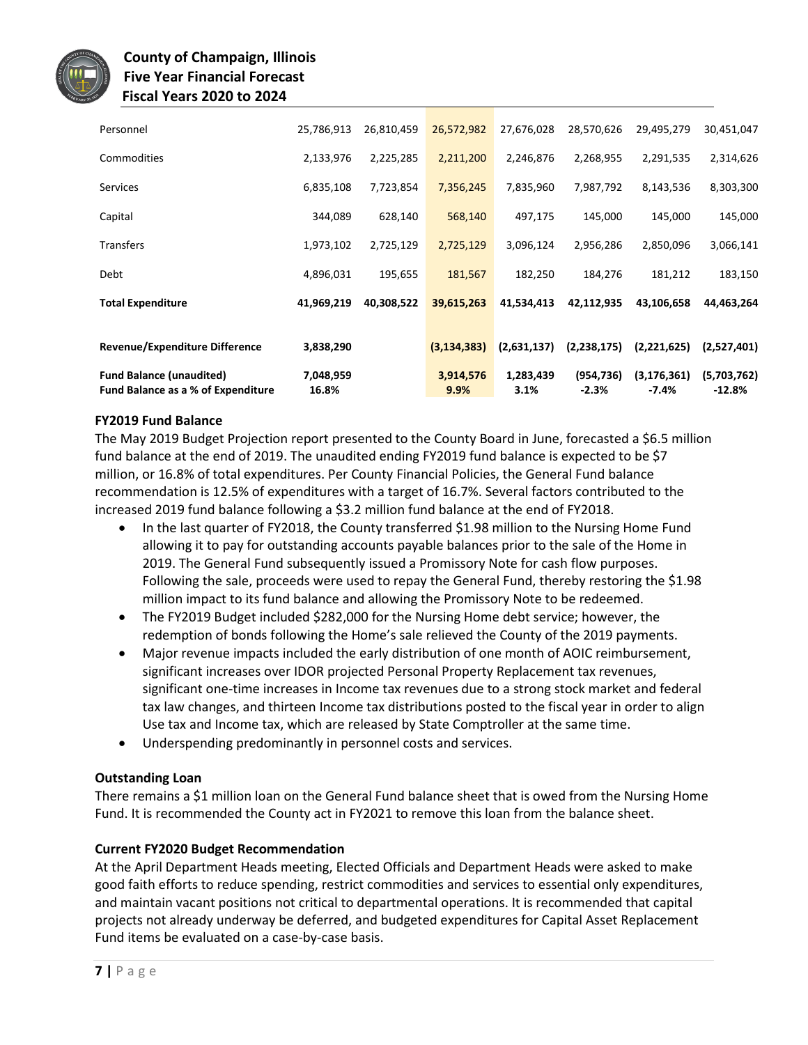| | | | | | | | |
|---|---|---|---|---|---|---|---|
| Personnel | 25,786,913 | 26,810,459 | 26,572,982 | 27,676,028 | 28,570,626 | 29,495,279 | 30,451,047 |
| Commodities | 2,133,976 | 2,225,285 | 2,211,200 | 2,246,876 | 2,268,955 | 2,291,535 | 2,314,626 |
| Services | 6,835,108 | 7,723,854 | 7,356,245 | 7,835,960 | 7,987,792 | 8,143,536 | 8,303,300 |
| Capital | 344,089 | 628,140 | 568,140 | 497,175 | 145,000 | 145,000 | 145,000 |
| Transfers | 1,973,102 | 2,725,129 | 2,725,129 | 3,096,124 | 2,956,286 | 2,850,096 | 3,066,141 |
| Debt | 4,896,031 | 195,655 | 181,567 | 182,250 | 184,276 | 181,212 | 183,150 |
| **Total Expenditure** | **41,969,219** | **40,308,522** | **39,615,263** | **41,534,413** | **42,112,935** | **43,106,658** | **44,463,264** |
| | | | | | | | |
| **Revenue/Expenditure Difference** | **3,838,290** | | **(3,134,383)** | **(2,631,137)** | **(2,238,175)** | **(2,221,625)** | **(2,527,401)** |
| **Fund Balance (unaudited)** | **7,048,959** | | **3,914,576** | **1,283,439** | **(954,736)** | **(3,176,361)** | **(5,703,762)** |
| **Fund Balance as a % of Expenditure** | **16.8%** | | **9.9%** | **3.1%** | **-2.3%** | **-7.4%** | **-12.8%** |

**FY2019 Fund Balance**

The May 2019 Budget Projection report presented to the County Board in June, forecasted a $6.5 million fund balance at the end of 2019. The unaudited ending FY2019 fund balance is expected to be $7 million, or 16.8% of total expenditures. Per County Financial Policies, the General Fund balance recommendation is 12.5% of expenditures with a target of 16.7%. Several factors contributed to the increased 2019 fund balance following a $3.2 million fund balance at the end of FY2018.

- In the last quarter of FY2018, the County transferred $1.98 million to the Nursing Home Fund allowing it to pay for outstanding accounts payable balances prior to the sale of the Home in 2019. The General Fund subsequently issued a Promissory Note for cash flow purposes. Following the sale, proceeds were used to repay the General Fund, thereby restoring the $1.98 million impact to its fund balance and allowing the Promissory Note to be redeemed.
- The FY2019 Budget included $282,000 for the Nursing Home debt service; however, the redemption of bonds following the Home's sale relieved the County of the 2019 payments.
- Major revenue impacts included the early distribution of one month of AOIC reimbursement, significant increases over IDOR projected Personal Property Replacement tax revenues, significant one-time increases in Income tax revenues due to a strong stock market and federal tax law changes, and thirteen Income tax distributions posted to the fiscal year in order to align Use tax and Income tax, which are released by State Comptroller at the same time.
- Underspending predominantly in personnel costs and services.

**Outstanding Loan**

There remains a $1 million loan on the General Fund balance sheet that is owed from the Nursing Home Fund. It is recommended the County act in FY2021 to remove this loan from the balance sheet.

**Current FY2020 Budget Recommendation**

At the April Department Heads meeting, Elected Officials and Department Heads were asked to make good faith efforts to reduce spending, restrict commodities and services to essential only expenditures, and maintain vacant positions not critical to departmental operations. It is recommended that capital projects not already underway be deferred, and budgeted expenditures for Capital Asset Replacement Fund items be evaluated on a case-by-case basis.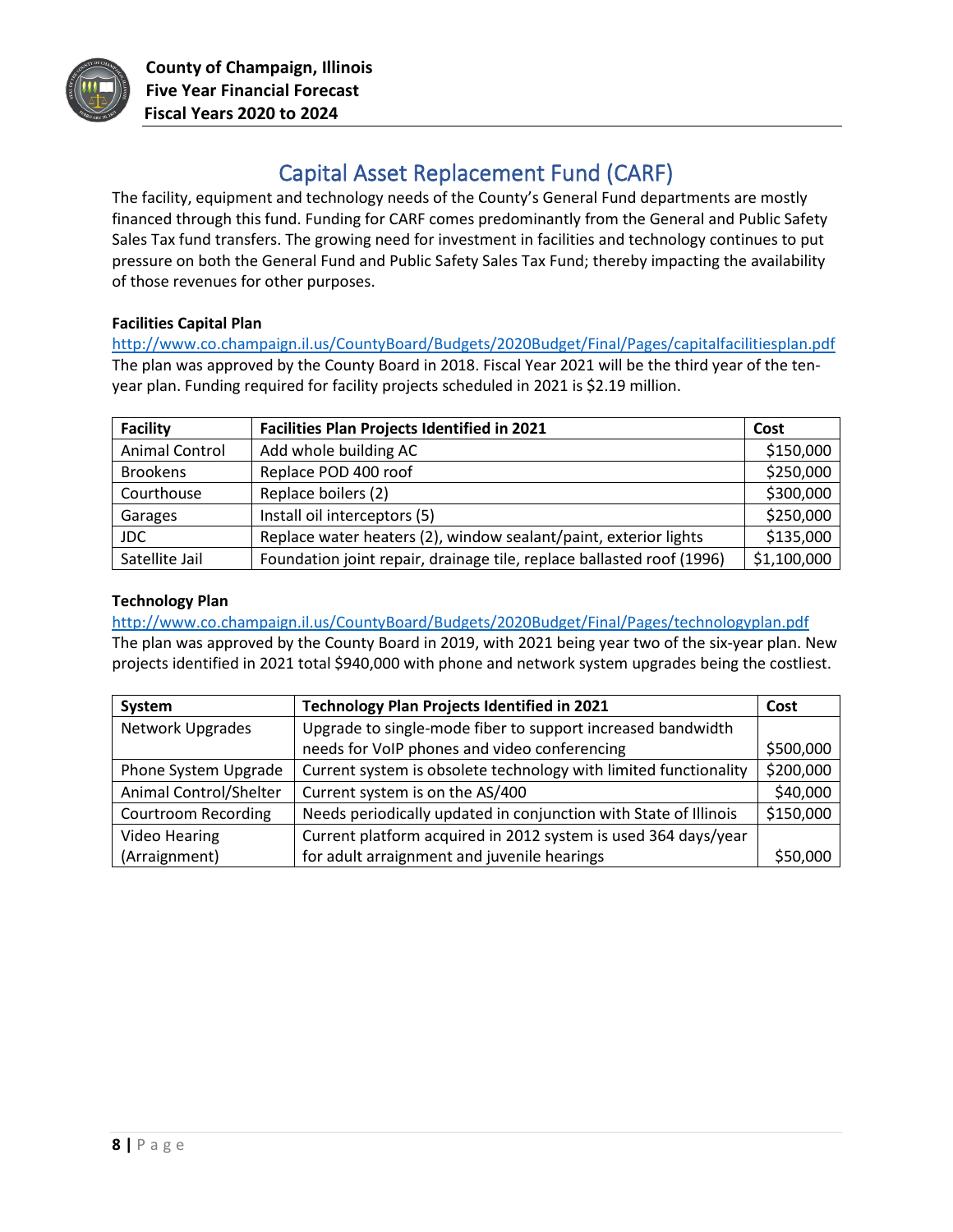# Capital Asset Replacement Fund (CARF)

The facility, equipment and technology needs of the County's General Fund departments are mostly financed through this fund. Funding for CARF comes predominantly from the General and Public Safety Sales Tax fund transfers. The growing need for investment in facilities and technology continues to put pressure on both the General Fund and Public Safety Sales Tax Fund; thereby impacting the availability of those revenues for other purposes.

**Facilities Capital Plan**

http://www.co.champaign.il.us/CountyBoard/Budgets/2020Budget/Final/Pages/capitalfacilitiesplan.pdf

The plan was approved by the County Board in 2018. Fiscal Year 2021 will be the third year of the ten-year plan. Funding required for facility projects scheduled in 2021 is $2.19 million.

| Facility | Facilities Plan Projects Identified in 2021 | Cost |
|---|---|---|
| Animal Control | Add whole building AC | $150,000 |
| Brookens | Replace POD 400 roof | $250,000 |
| Courthouse | Replace boilers (2) | $300,000 |
| Garages | Install oil interceptors (5) | $250,000 |
| JDC | Replace water heaters (2), window sealant/paint, exterior lights | $135,000 |
| Satellite Jail | Foundation joint repair, drainage tile, replace ballasted roof (1996) | $1,100,000 |

**Technology Plan**

http://www.co.champaign.il.us/CountyBoard/Budgets/2020Budget/Final/Pages/technologyplan.pdf

The plan was approved by the County Board in 2019, with 2021 being year two of the six-year plan. New projects identified in 2021 total $940,000 with phone and network system upgrades being the costliest.

| System | Technology Plan Projects Identified in 2021 | Cost |
|---|---|---|
| Network Upgrades | Upgrade to single-mode fiber to support increased bandwidth needs for VoIP phones and video conferencing | $500,000 |
| Phone System Upgrade | Current system is obsolete technology with limited functionality | $200,000 |
| Animal Control/Shelter | Current system is on the AS/400 | $40,000 |
| Courtroom Recording | Needs periodically updated in conjunction with State of Illinois | $150,000 |
| Video Hearing (Arraignment) | Current platform acquired in 2012 system is used 364 days/year for adult arraignment and juvenile hearings | $50,000 |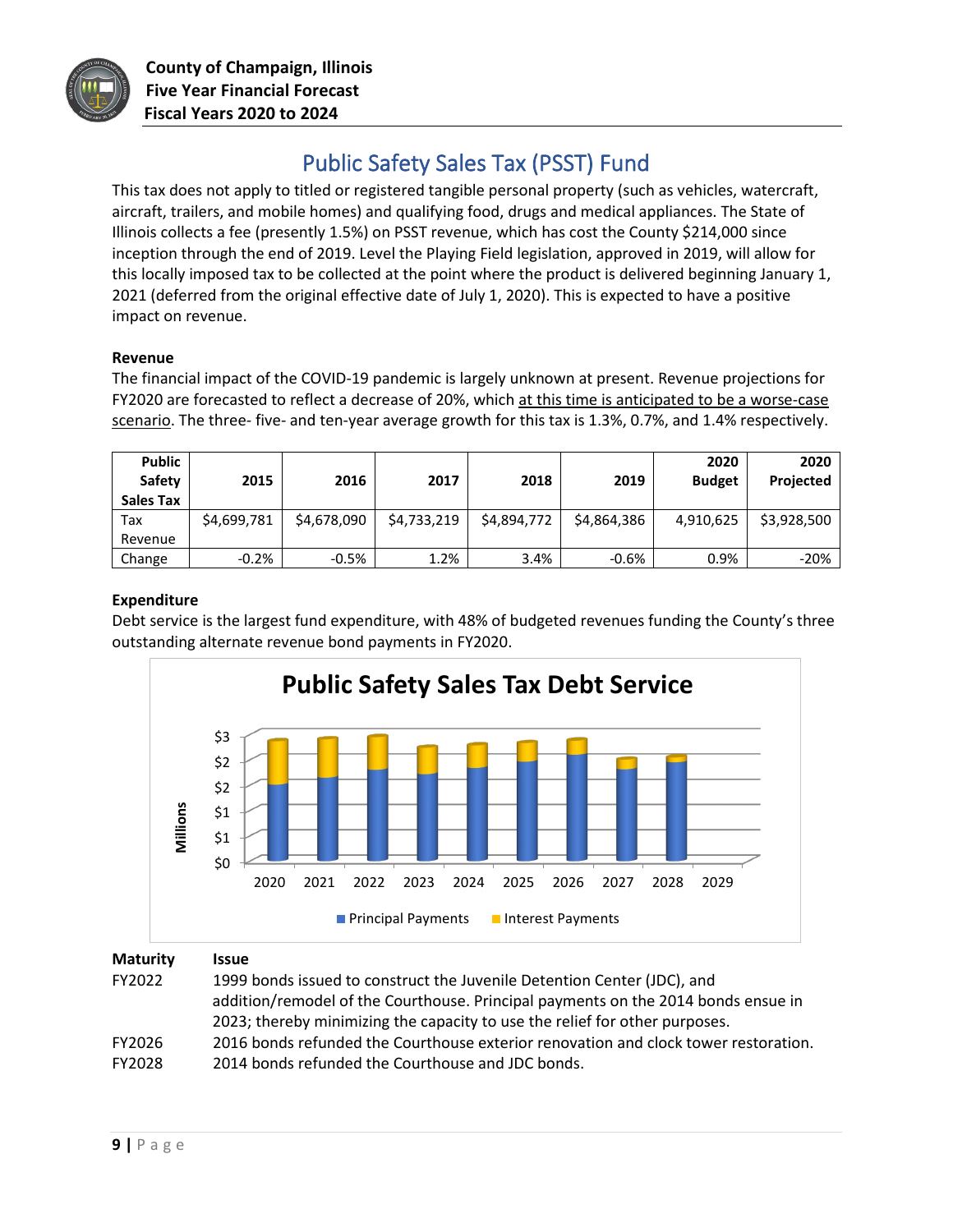## Public Safety Sales Tax (PSST) Fund

This tax does not apply to titled or registered tangible personal property (such as vehicles, watercraft, aircraft, trailers, and mobile homes) and qualifying food, drugs and medical appliances. The State of Illinois collects a fee (presently 1.5%) on PSST revenue, which has cost the County $214,000 since inception through the end of 2019. Level the Playing Field legislation, approved in 2019, will allow for this locally imposed tax to be collected at the point where the product is delivered beginning January 1, 2021 (deferred from the original effective date of July 1, 2020). This is expected to have a positive impact on revenue.

**Revenue**

The financial impact of the COVID-19 pandemic is largely unknown at present. Revenue projections for FY2020 are forecasted to reflect a decrease of 20%, which at this time is anticipated to be a worse-case scenario. The three- five- and ten-year average growth for this tax is 1.3%, 0.7%, and 1.4% respectively.

| Public Safety Sales Tax | 2015 | 2016 | 2017 | 2018 | 2019 | 2020 Budget | 2020 Projected |
|---|---|---|---|---|---|---|---|
| Tax Revenue | $4,699,781 | $4,678,090 | $4,733,219 | $4,894,772 | $4,864,386 | 4,910,625 | $3,928,500 |
| Change | -0.2% | -0.5% | 1.2% | 3.4% | -0.6% | 0.9% | -20% |

**Expenditure**

Debt service is the largest fund expenditure, with 48% of budgeted revenues funding the County's three outstanding alternate revenue bond payments in FY2020.

**Public Safety Sales Tax Debt Service**

| Maturity | Issue |
|---|---|
| FY2022 | 1999 bonds issued to construct the Juvenile Detention Center (JDC), and addition/remodel of the Courthouse. Principal payments on the 2014 bonds ensue in 2023; thereby minimizing the capacity to use the relief for other purposes. |
| FY2026 | 2016 bonds refunded the Courthouse exterior renovation and clock tower restoration. |
| FY2028 | 2014 bonds refunded the Courthouse and JDC bonds. |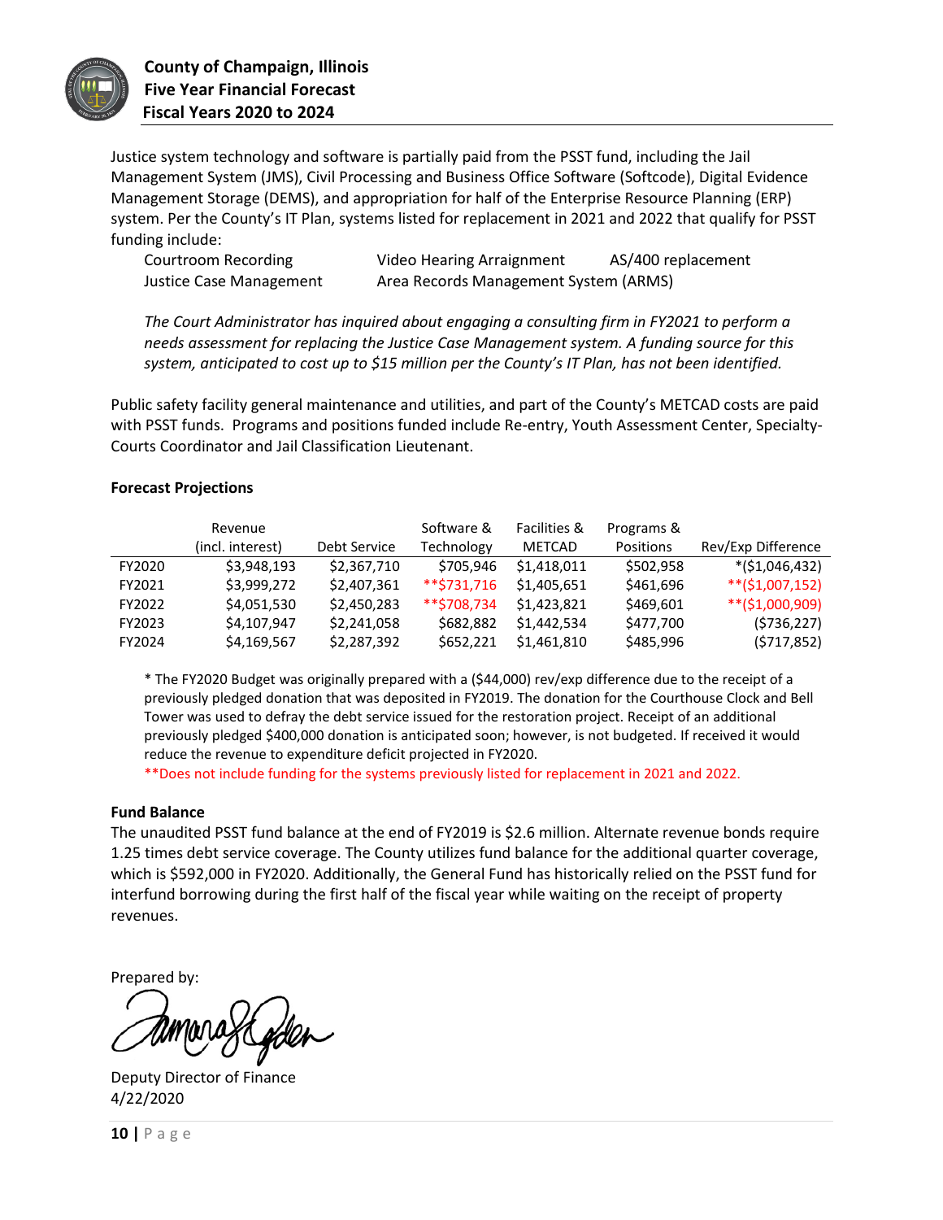Justice system technology and software is partially paid from the PSST fund, including the Jail Management System (JMS), Civil Processing and Business Office Software (Softcode), Digital Evidence Management Storage (DEMS), and appropriation for half of the Enterprise Resource Planning (ERP) system. Per the County's IT Plan, systems listed for replacement in 2021 and 2022 that qualify for PSST funding include:

- Courtroom Recording
- Video Hearing Arraignment
- AS/400 replacement
- Justice Case Management
- Area Records Management System (ARMS)

*The Court Administrator has inquired about engaging a consulting firm in FY2021 to perform a needs assessment for replacing the Justice Case Management system. A funding source for this system, anticipated to cost up to $15 million per the County's IT Plan, has not been identified.*

Public safety facility general maintenance and utilities, and part of the County's METCAD costs are paid with PSST funds. Programs and positions funded include Re-entry, Youth Assessment Center, Specialty-Courts Coordinator and Jail Classification Lieutenant.

**Forecast Projections**

| | Revenue (incl. interest) | Debt Service | Software & Technology | Facilities & METCAD | Programs & Positions | Rev/Exp Difference |
|---|---|---|---|---|---|---|
| FY2020 | $3,948,193 | $2,367,710 | $705,946 | $1,418,011 | $502,958 | *($1,046,432) |
| FY2021 | $3,999,272 | $2,407,361 | **$731,716 | $1,405,651 | $461,696 | **($1,007,152) |
| FY2022 | $4,051,530 | $2,450,283 | **$708,734 | $1,423,821 | $469,601 | **($1,000,909) |
| FY2023 | $4,107,947 | $2,241,058 | $682,882 | $1,442,534 | $477,700 | ($736,227) |
| FY2024 | $4,169,567 | $2,287,392 | $652,221 | $1,461,810 | $485,996 | ($717,852) |

* The FY2020 Budget was originally prepared with a ($44,000) rev/exp difference due to the receipt of a previously pledged donation that was deposited in FY2019. The donation for the Courthouse Clock and Bell Tower was used to defray the debt service issued for the restoration project. Receipt of an additional previously pledged $400,000 donation is anticipated soon; however, is not budgeted. If received it would reduce the revenue to expenditure deficit projected in FY2020.

**Does not include funding for the systems previously listed for replacement in 2021 and 2022.

**Fund Balance**

The unaudited PSST fund balance at the end of FY2019 is $2.6 million. Alternate revenue bonds require 1.25 times debt service coverage. The County utilizes fund balance for the additional quarter coverage, which is $592,000 in FY2020. Additionally, the General Fund has historically relied on the PSST fund for interfund borrowing during the first half of the fiscal year while waiting on the receipt of property revenues.

Prepared by:

Deputy Director of Finance
4/22/2020